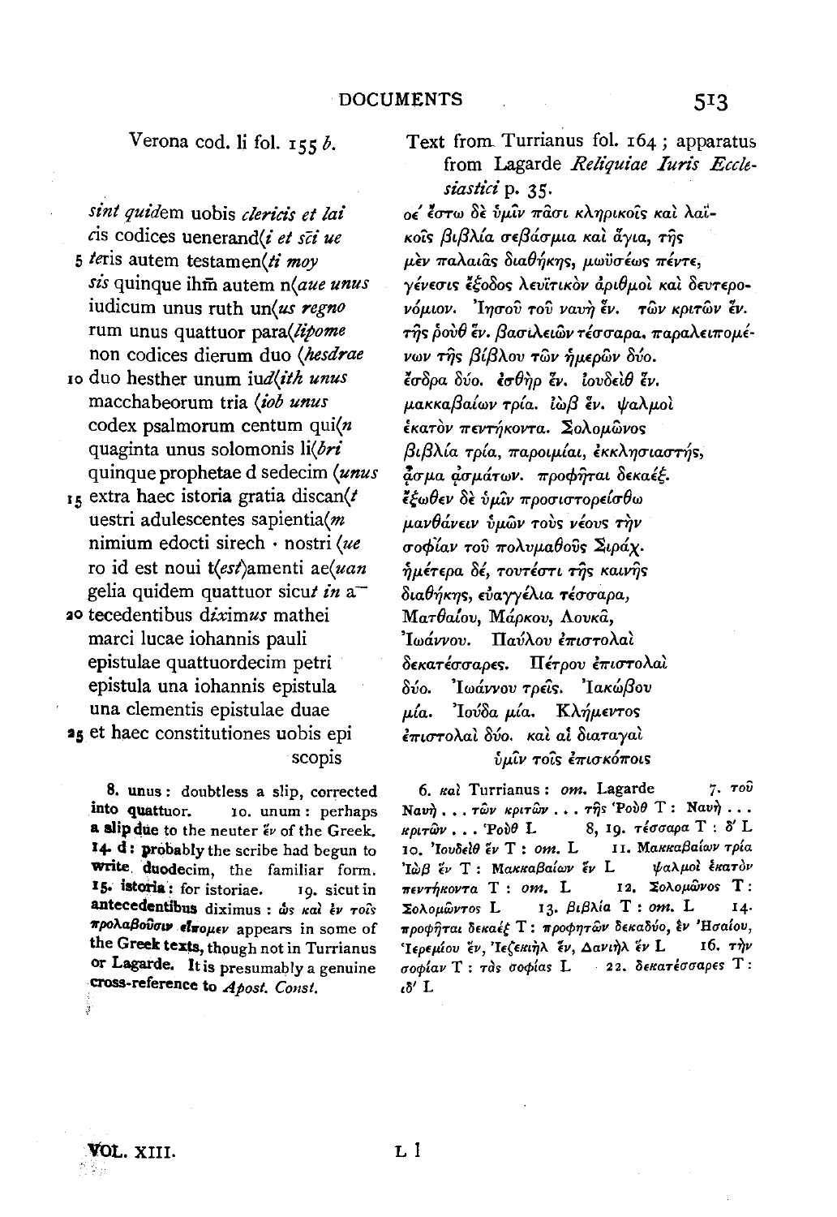Verona cod. li fol. 155 *b*.

*sint quid*em uobis *cleri*c*is et lai*
*c*is codices uenerand(*i et sc̄i ue*
5 *te*ris autem testamen(*ti moy*
*sis* quinque ihm̄ autem n(*aue unus*
iudicum unus ruth un(*us regno*
rum unus quattuor para(*lipome*
non codices dierum duo (*hesdrae*
10 duo hesther unum iu*d*(*ith unus*
macchabeorum tria (*iob unus*
codex psalmorum centum qui(*n*
quaginta unus solomonis li(*bri*
quinque prophetae d sedecim (*unus*
15 extra haec istoria gratia discan(*t*
uestri adulescentes sapientia(*m*
nimium edocti sirech · nostri (*ue*
ro id est noui t(*est*)amenti ae(*uan*
gelia quidem quattuor sicu*t in* a¯
20 tecedentibus d*i*xim*us* mathei
marci lucae iohannis pauli
epistulae quattuordecim petri
epistula una iohannis epistula
una clementis epistulae duae
25 et haec constitutiones uobis epi
scopis

**8. unus**: doubtless a slip, corrected into **quattuor**. 10. unum: perhaps **a slip due** to the neuter ἕν of the Greek. **14. d**: **probably** the scribe had begun to **write duodecim**, the familiar form. **15. istoria**: for istoriae. 19. sicut in **antecedentibus** diximus: ὡς καὶ ἐν τοῖς **προλαβοῦσιν εἴπομεν** appears in some of **the Greek texts**, though not in Turrianus or Lagarde. **It** is presumably a genuine **cross-reference to** *Apost. Const.*

Text from Turrianus fol. 164; apparatus from Lagarde *Reliquiae Iuris Ecclesiastici* p. 35.

οέ ἔστω δὲ ὑμῖν πᾶσι κληρικοῖς καὶ λαϊκοῖς βιβλία σεβάσμια καὶ ἅγια, τῆς μὲν παλαιᾶς διαθήκης, μωϋσέως πέντε, γένεσις ἔξοδος λευϊτικὸν ἀριθμοὶ καὶ δευτερονόμιον. Ἰησοῦ τοῦ ναυὴ ἕν. τῶν κριτῶν ἕν. τῆς ῥοὺθ ἕν. βασιλειῶν τέσσαρα. παραλειπομένων τῆς βίβλου τῶν ἡμερῶν δύο. ἔσδρα δύο. ἐσθὴρ ἕν. ἰουδεὶθ ἕν. μακκαβαίων τρία. ἰὼβ ἕν. ψαλμοὶ ἑκατὸν πεντήκοντα. Σολομῶνος βιβλία τρία, παροιμίαι, ἐκκλησιαστής, ᾆσμα ᾀσμάτων. προφῆται δεκαέξ. ἔξωθεν δὲ ὑμῖν προσιστορείσθω μανθάνειν ὑμῶν τοὺς νέους τὴν σοφίαν τοῦ πολυμαθοῦς Σιράχ. ἡμέτερα δέ, τουτέστι τῆς καινῆς διαθήκης, εὐαγγέλια τέσσαρα, Ματθαίου, Μάρκου, Λουκᾶ, Ἰωάννου. Παύλου ἐπιστολαὶ δεκατέσσαρες. Πέτρου ἐπιστολαὶ δύο. Ἰωάννου τρεῖς. Ἰακώβου μία. Ἰούδα μία. Κλήμεντος ἐπιστολαὶ δύο. καὶ αἱ διαταγαὶ ὑμῖν τοῖς ἐπισκόποις

6. καὶ Turrianus: *om.* Lagarde 7. τοῦ Ναυὴ . . . τῶν κριτῶν . . . τῆς Ῥοὺθ T: Ναυὴ . . . κριτῶν . . . Ῥοὺθ L 8, 19. τέσσαρα T: δ' L 10. Ἰουδεὶθ ἕν T: *om.* L 11. Μακκαβαίων τρία Ἰὼβ ἕν T: Μακκαβαίων ἕν L ψαλμοὶ ἑκατὸν πεντήκοντα T: *om.* L 12. Σολομῶνος T: Σολομῶντος L 13. βιβλία T: *om.* L 14. προφῆται δεκαέξ T: προφητῶν δεκαδύο, ἐν Ἡσαίου, Ἱερεμίου ἕν, Ἰεζεκιὴλ ἕν, Δανιὴλ ἕν L 16. τὴν σοφίαν T: τὰς σοφίας L 22. δεκατέσσαρες T: ιδ' L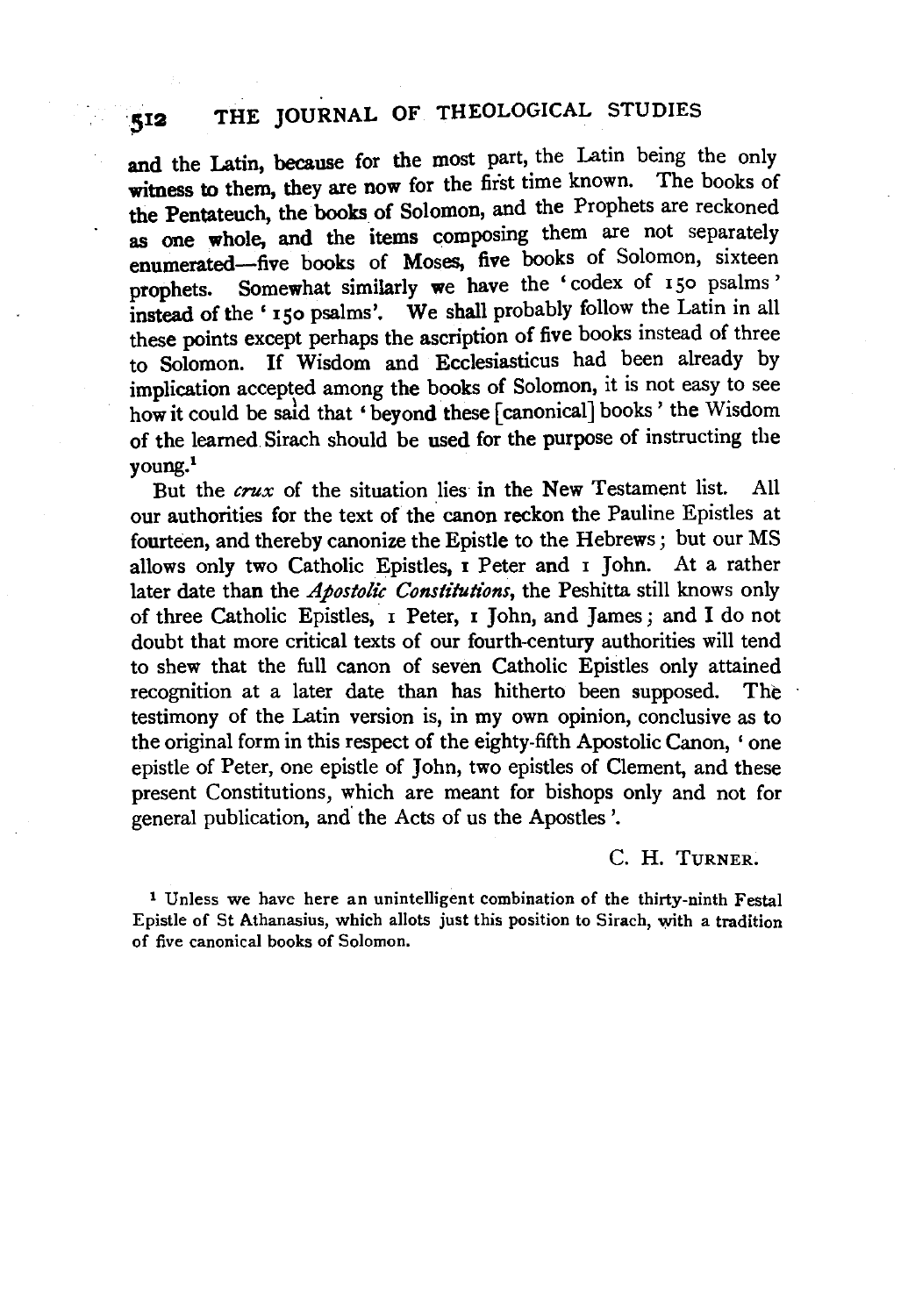and the Latin, because for the most part, the Latin being the only witness to them, they are now for the first time known. The books of the Pentateuch, the books of Solomon, and the Prophets are reckoned as one whole, and the items composing them are not separately enumerated—five books of Moses, five books of Solomon, sixteen prophets. Somewhat similarly we have the 'codex of 150 psalms' instead of the '150 psalms'. We shall probably follow the Latin in all these points except perhaps the ascription of five books instead of three to Solomon. If Wisdom and Ecclesiasticus had been already by implication accepted among the books of Solomon, it is not easy to see how it could be said that 'beyond these [canonical] books' the Wisdom of the learned Sirach should be used for the purpose of instructing the young.[1]

But the *crux* of the situation lies in the New Testament list. All our authorities for the text of the canon reckon the Pauline Epistles at fourteen, and thereby canonize the Epistle to the Hebrews; but our MS allows only two Catholic Epistles, 1 Peter and 1 John. At a rather later date than the *Apostolic Constitutions*, the Peshitta still knows only of three Catholic Epistles, 1 Peter, 1 John, and James; and I do not doubt that more critical texts of our fourth-century authorities will tend to shew that the full canon of seven Catholic Epistles only attained recognition at a later date than has hitherto been supposed. The testimony of the Latin version is, in my own opinion, conclusive as to the original form in this respect of the eighty-fifth Apostolic Canon, 'one epistle of Peter, one epistle of John, two epistles of Clement, and these present Constitutions, which are meant for bishops only and not for general publication, and the Acts of us the Apostles'.

C. H. TURNER.

[1] Unless we have here an unintelligent combination of the thirty-ninth Festal Epistle of St Athanasius, which allots just this position to Sirach, with a tradition of five canonical books of Solomon.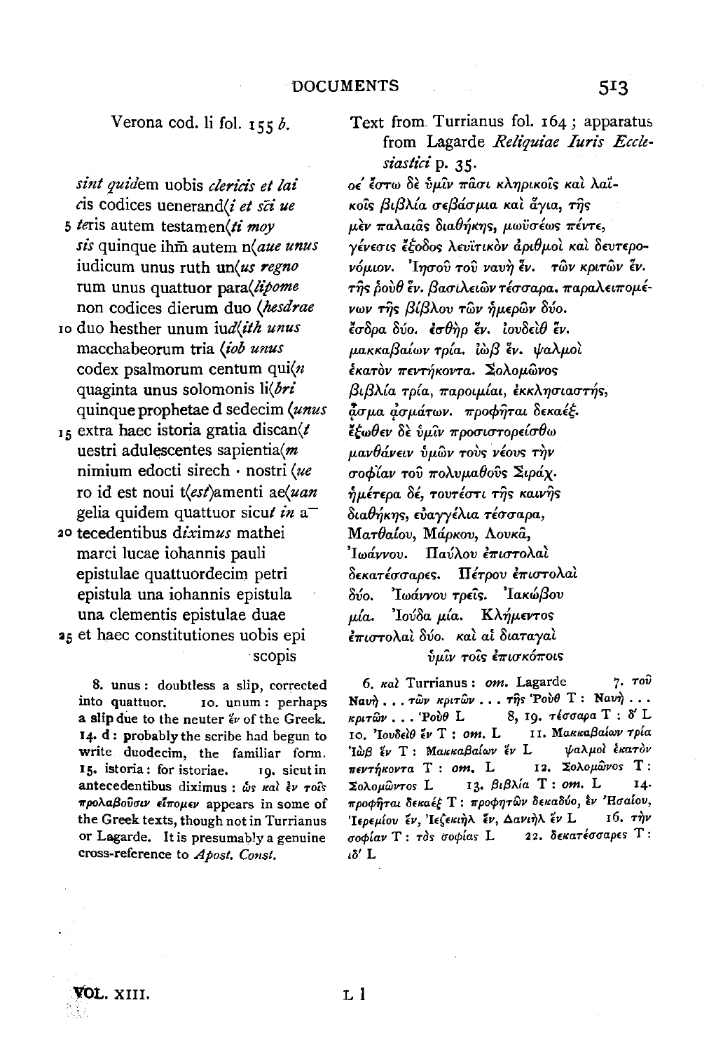Verona cod. li fol. 155 *b*.

*sint quid*em uobis *cleric*is *et lai*
*c*is codices uenerand⟨*i et sci ue*
5 *te*ris autem testamen⟨*ti moy*
*sis* quinque ihm̄ autem n⟨*aue unus*
iudicum unus ruth un⟨*us regno*
rum unus quattuor para⟨*lipome*
non codices dierum duo ⟨*hesdrae*
10 duo hesther unum iu*d*⟨*ith unus*
macchabeorum tria ⟨*iob unus*
codex psalmorum centum qui⟨*n*
quaginta unus solomonis li⟨*bri*
quinque prophetae d sedecim ⟨*unus*
15 extra haec istoria gratia discan⟨*t*
uestri adulescentes sapientia⟨*m*
nimium edocti sirech · nostri ⟨*ue*
ro id est noui t⟨*est*⟩amenti ae⟨*uan*
gelia quidem quattuor sicu*t in* a‾
20 tecedentibus d*ix*im*us* mathei
marci lucae iohannis pauli
epistulae quattuordecim petri
epistula una iohannis epistula
una clementis epistulae duae
25 et haec constitutiones uobis epi
scopis

8. unus: doubtless a slip, corrected into quattuor. 10. unum: perhaps a slip due to the neuter ἕν of the Greek. 14. d: probably the scribe had begun to write duodecim, the familiar form. 15. istoria: for istoriae. 19. sicut in antecedentibus diximus: ὡς καὶ ἐν τοῖς προλαβοῦσιν εἴπομεν appears in some of the Greek texts, though not in Turrianus or Lagarde. It is presumably a genuine cross-reference to *Apost. Const.*

Text from Turrianus fol. 164; apparatus from Lagarde *Reliquiae Iuris Ecclesiastici* p. 35.

οέ ἔστω δὲ ὑμῖν πᾶσι κληρικοῖς καὶ λαϊκοῖς βιβλία σεβάσμια καὶ ἅγια, τῆς μὲν παλαιᾶς διαθήκης, μωϋσέως πέντε, γένεσις ἔξοδος λευϊτικὸν ἀριθμοὶ καὶ δευτερονόμιον. Ἰησοῦ τοῦ ναυῆ ἕν. τῶν κριτῶν ἕν. τῆς ῥοὺθ ἕν. βασιλειῶν τέσσαρα. παραλειπομένων τῆς βίβλου τῶν ἡμερῶν δύο. ἔσδρα δύο. ἐσθὴρ ἕν. ἰουδεὶθ ἕν. μακκαβαίων τρία. ἰὼβ ἕν. ψαλμοὶ ἑκατὸν πεντήκοντα. Σολομῶνος βιβλία τρία, παροιμίαι, ἐκκλησιαστής, ᾆσμα ᾀσμάτων. προφῆται δεκαέξ. ἔξωθεν δὲ ὑμῖν προσιστορείσθω μανθάνειν ὑμῶν τοὺς νέους τὴν σοφίαν τοῦ πολυμαθοῦς Σιράχ. ἡμέτερα δέ, τουτέστι τῆς καινῆς διαθήκης, εὐαγγέλια τέσσαρα, Ματθαίου, Μάρκου, Λουκᾶ, Ἰωάννου. Παύλου ἐπιστολαὶ δεκατέσσαρες. Πέτρου ἐπιστολαὶ δύο. Ἰωάννου τρεῖς. Ἰακώβου μία. Ἰούδα μία. Κλήμεντος ἐπιστολαὶ δύο. καὶ αἱ διαταγαὶ ὑμῖν τοῖς ἐπισκόποις

6. καὶ Turrianus: *om.* Lagarde 7. τοῦ Ναυῆ . . . τῶν κριτῶν . . . τῆς Ῥοὺθ T: Ναυῆ . . . κριτῶν . . . Ῥοὺθ L 8, 19. τέσσαρα T: δ′ L 10. Ἰουδεὶθ ἕν T: *om.* L 11. Μακκαβαίων τρία Ἰὼβ ἕν T: Μακκαβαίων ἕν L ψαλμοὶ ἑκατὸν πεντήκοντα T: *om.* L 12. Σολομῶνος T: Σολομῶντος L 13. βιβλία T: *om.* L 14. προφῆται δεκαέξ T: προφητῶν δεκαδύο, ἓν Ἡσαίου, Ἱερεμίου ἕν, Ἰεζεκιὴλ ἕν, Δανιὴλ ἕν L 16. τὴν σοφίαν T: τὰς σοφίας L 22. δεκατέσσαρες T: ιδ′ L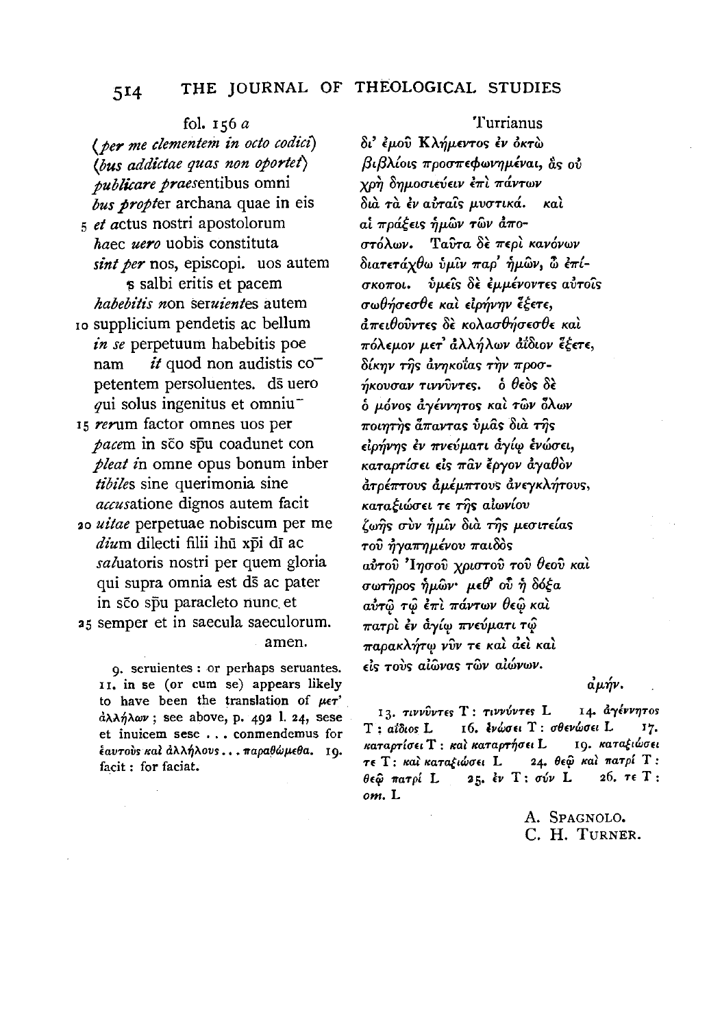fol. 156 *a*

(*per me clementem in octo codici*)
(*bus addictae quas non oportet*)
*publicare praes*entibus omni
*bus propt*er archana quae in eis
5 *et a*ctus nostri apostolorum
*haec uero* uobis constituta
*sint per* nos, episcopi. uos autem
*s* salbi eritis et pacem
*habebitis n*on ser*uientes* autem
10 supplicium pendetis ac bellum
*in se* perpetuum habebitis poe
nam *it* quod non audistis co͞
petentem persoluentes. ds̄ uero
*q*ui solus ingenitus et omniu͞
15 *rer*um factor omnes uos per
*pace*m in sc̄o sp̄u coadunet con
*pleat i*n omne opus bonum inber
*tibile*s sine querimonia sine
*accus*atione dignos autem facit
20 *uitae* perpetuae nobiscum per me
*diu*m dilecti filii ihū xp̄i dī ac
*sal*uatoris nostri per quem gloria
qui supra omnia est ds̄ ac pater
in sc̄o sp̄u paracleto nunc et
25 semper et in saecula saeculorum.
amen.

9. seruientes: or perhaps seruantes. 11. in se (or cum se) appears likely to have been the translation of μετ' ἀλλήλων; see above, p. 492 l. 24, sese et inuicem sese . . . conmendemus for ἑαυτοὺς καὶ ἀλλήλους . . . παραθώμεθα. 19. facit: for faciat.

Turrianus

δι' ἐμοῦ Κλήμεντος ἐν ὀκτὼ
βιβλίοις προσπεφωνημέναι, ἃς οὐ
χρὴ δημοσιεύειν ἐπὶ πάντων
διὰ τὰ ἐν αὐταῖς μυστικά. καὶ
αἱ πράξεις ἡμῶν τῶν ἀπο-
στόλων. Ταῦτα δὲ περὶ κανόνων
διατετάχθω ὑμῖν παρ' ἡμῶν, ὦ ἐπί-
σκοποι. ὑμεῖς δὲ ἐμμένοντες αὐτοῖς
σωθήσεσθε καὶ εἰρήνην ἕξετε,
ἀπειθοῦντες δὲ κολασθήσεσθε καὶ
πόλεμον μετ' ἀλλήλων ἀΐδιον ἕξετε,
δίκην τῆς ἀνηκοΐας τὴν προσ-
ήκουσαν τιννῦντες. ὁ θεὸς δὲ
ὁ μόνος ἀγέννητος καὶ τῶν ὅλων
ποιητὴς ἅπαντας ὑμᾶς διὰ τῆς
εἰρήνης ἐν πνεύματι ἁγίῳ ἑνώσει,
καταρτίσει εἰς πᾶν ἔργον ἀγαθὸν
ἀτρέπτους ἀμέμπτους ἀνεγκλήτους,
καταξιώσει τε τῆς αἰωνίου
ζωῆς σὺν ἡμῖν διὰ τῆς μεσιτείας
τοῦ ἠγαπημένου παιδὸς
αὐτοῦ Ἰησοῦ χριστοῦ τοῦ θεοῦ καὶ
σωτῆρος ἡμῶν· μεθ' οὗ ἡ δόξα
αὐτῷ τῷ ἐπὶ πάντων θεῷ καὶ
πατρὶ ἐν ἁγίῳ πνεύματι τῷ
παρακλήτῳ νῦν τε καὶ ἀεὶ καὶ
εἰς τοὺς αἰῶνας τῶν αἰώνων.

ἀμήν.

13. τιννῦντες T: τιννύντες L 14. ἀγέννητος T: αΐδιος L 16. ἑνώσει T: σθενώσει L 17. καταρτίσει T: καὶ καταρτήσει L 19. καταξιώσει τε T: καὶ καταξιώσει L 24. θεῷ καὶ πατρί T: θεῷ πατρί L 25. ἐν T: σύν L 26. τε T: *om.* L

A. Spagnolo.
C. H. Turner.